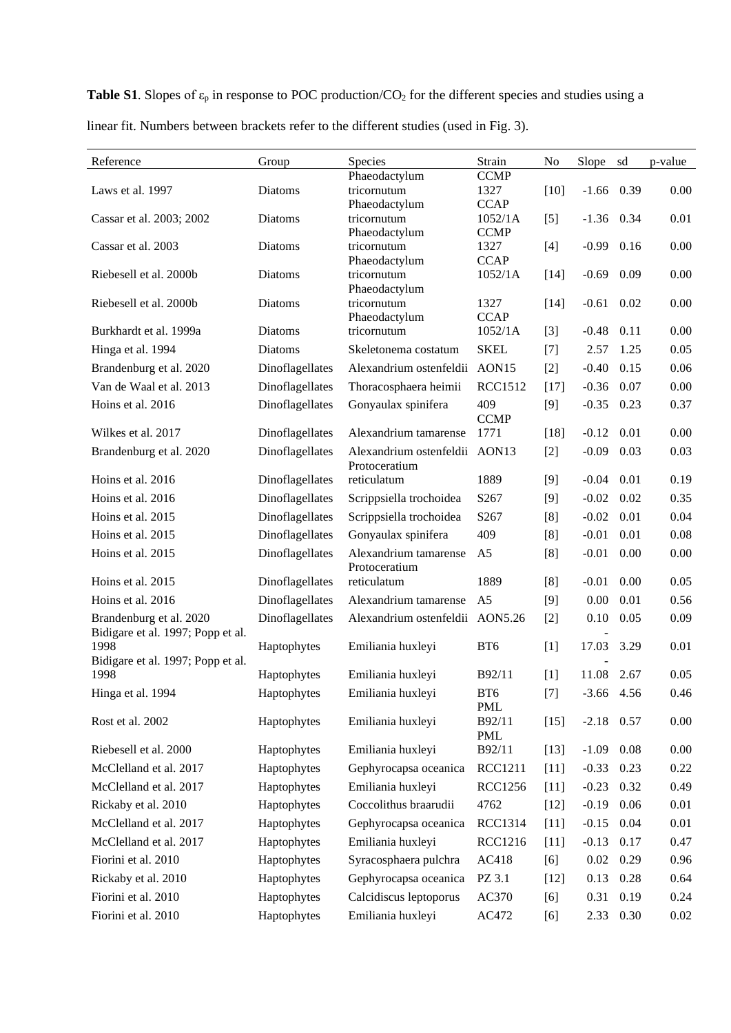**Table S1**. Slopes of $\varepsilon_p$ in response to POC production/$CO_2$ for the different species and studies using a linear fit. Numbers between brackets refer to the different studies (used in Fig. 3).

| Reference | Group | Species | Strain | No | Slope | sd | p-value |
|---|---|---|---|---|---|---|---|
| Laws et al. 1997 | Diatoms | Phaeodactylum tricornutum | CCMP 1327 | [10] | -1.66 | 0.39 | 0.00 |
| Cassar et al. 2003; 2002 | Diatoms | Phaeodactylum tricornutum | CCAP 1052/1A | [5] | -1.36 | 0.34 | 0.01 |
| Cassar et al. 2003 | Diatoms | Phaeodactylum tricornutum | CCMP 1327 | [4] | -0.99 | 0.16 | 0.00 |
| Riebesell et al. 2000b | Diatoms | Phaeodactylum tricornutum | CCAP 1052/1A | [14] | -0.69 | 0.09 | 0.00 |
| Riebesell et al. 2000b | Diatoms | Phaeodactylum tricornutum | 1327 | [14] | -0.61 | 0.02 | 0.00 |
| Burkhardt et al. 1999a | Diatoms | Phaeodactylum tricornutum | CCAP 1052/1A | [3] | -0.48 | 0.11 | 0.00 |
| Hinga et al. 1994 | Diatoms | Skeletonema costatum | SKEL | [7] | 2.57 | 1.25 | 0.05 |
| Brandenburg et al. 2020 | Dinoflagellates | Alexandrium ostenfeldii | AON15 | [2] | -0.40 | 0.15 | 0.06 |
| Van de Waal et al. 2013 | Dinoflagellates | Thoracosphaera heimii | RCC1512 | [17] | -0.36 | 0.07 | 0.00 |
| Hoins et al. 2016 | Dinoflagellates | Gonyaulax spinifera | 409 | [9] | -0.35 | 0.23 | 0.37 |
| Wilkes et al. 2017 | Dinoflagellates | Alexandrium tamarense | CCMP 1771 | [18] | -0.12 | 0.01 | 0.00 |
| Brandenburg et al. 2020 | Dinoflagellates | Alexandrium ostenfeldii | AON13 | [2] | -0.09 | 0.03 | 0.03 |
| Hoins et al. 2016 | Dinoflagellates | Protoceratium reticulatum | 1889 | [9] | -0.04 | 0.01 | 0.19 |
| Hoins et al. 2016 | Dinoflagellates | Scrippsiella trochoidea | S267 | [9] | -0.02 | 0.02 | 0.35 |
| Hoins et al. 2015 | Dinoflagellates | Scrippsiella trochoidea | S267 | [8] | -0.02 | 0.01 | 0.04 |
| Hoins et al. 2015 | Dinoflagellates | Gonyaulax spinifera | 409 | [8] | -0.01 | 0.01 | 0.08 |
| Hoins et al. 2015 | Dinoflagellates | Alexandrium tamarense | A5 | [8] | -0.01 | 0.00 | 0.00 |
| Hoins et al. 2015 | Dinoflagellates | Protoceratium reticulatum | 1889 | [8] | -0.01 | 0.00 | 0.05 |
| Hoins et al. 2016 | Dinoflagellates | Alexandrium tamarense | A5 | [9] | 0.00 | 0.01 | 0.56 |
| Brandenburg et al. 2020 | Dinoflagellates | Alexandrium ostenfeldii | AON5.26 | [2] | 0.10 | 0.05 | 0.09 |
| Bidigare et al. 1997; Popp et al. 1998 | Haptophytes | Emiliania huxleyi | BT6 | [1] | -17.03 | 3.29 | 0.01 |
| Bidigare et al. 1997; Popp et al. 1998 | Haptophytes | Emiliania huxleyi | B92/11 | [1] | -11.08 | 2.67 | 0.05 |
| Hinga et al. 1994 | Haptophytes | Emiliania huxleyi | BT6 | [7] | -3.66 | 4.56 | 0.46 |
| Rost et al. 2002 | Haptophytes | Emiliania huxleyi | PML B92/11 | [15] | -2.18 | 0.57 | 0.00 |
| Riebesell et al. 2000 | Haptophytes | Emiliania huxleyi | PML B92/11 | [13] | -1.09 | 0.08 | 0.00 |
| McClelland et al. 2017 | Haptophytes | Gephyrocapsa oceanica | RCC1211 | [11] | -0.33 | 0.23 | 0.22 |
| McClelland et al. 2017 | Haptophytes | Emiliania huxleyi | RCC1256 | [11] | -0.23 | 0.32 | 0.49 |
| Rickaby et al. 2010 | Haptophytes | Coccolithus braarudii | 4762 | [12] | -0.19 | 0.06 | 0.01 |
| McClelland et al. 2017 | Haptophytes | Gephyrocapsa oceanica | RCC1314 | [11] | -0.15 | 0.04 | 0.01 |
| McClelland et al. 2017 | Haptophytes | Emiliania huxleyi | RCC1216 | [11] | -0.13 | 0.17 | 0.47 |
| Fiorini et al. 2010 | Haptophytes | Syracosphaera pulchra | AC418 | [6] | 0.02 | 0.29 | 0.96 |
| Rickaby et al. 2010 | Haptophytes | Gephyrocapsa oceanica | PZ 3.1 | [12] | 0.13 | 0.28 | 0.64 |
| Fiorini et al. 2010 | Haptophytes | Calcidiscus leptoporus | AC370 | [6] | 0.31 | 0.19 | 0.24 |
| Fiorini et al. 2010 | Haptophytes | Emiliania huxleyi | AC472 | [6] | 2.33 | 0.30 | 0.02 |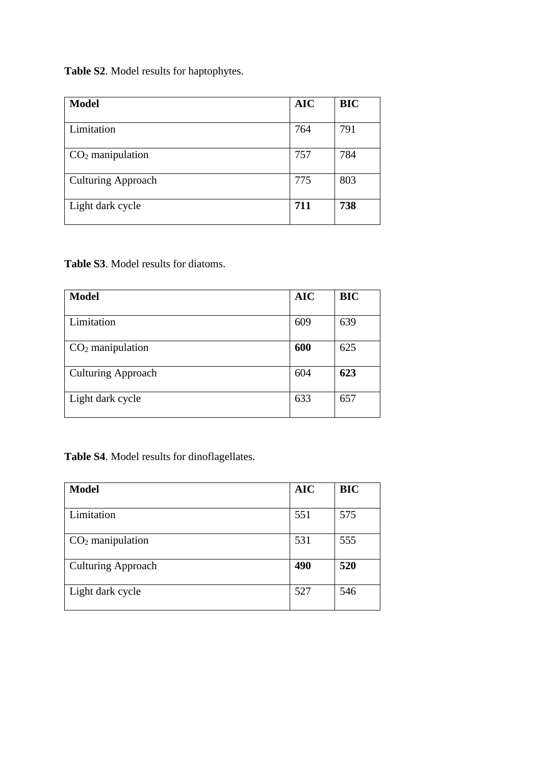**Table S2**. Model results for haptophytes.

| **Model** | **AIC** | **BIC** |
| --- | --- | --- |
| Limitation | 764 | 791 |
| $CO_2$ manipulation | 757 | 784 |
| Culturing Approach | 775 | 803 |
| Light dark cycle | **711** | **738** |

**Table S3**. Model results for diatoms.

| **Model** | **AIC** | **BIC** |
| --- | --- | --- |
| Limitation | 609 | 639 |
| $CO_2$ manipulation | **600** | 625 |
| Culturing Approach | 604 | **623** |
| Light dark cycle | 633 | 657 |

**Table S4**. Model results for dinoflagellates.

| **Model** | **AIC** | **BIC** |
| --- | --- | --- |
| Limitation | 551 | 575 |
| $CO_2$ manipulation | 531 | 555 |
| Culturing Approach | **490** | **520** |
| Light dark cycle | 527 | 546 |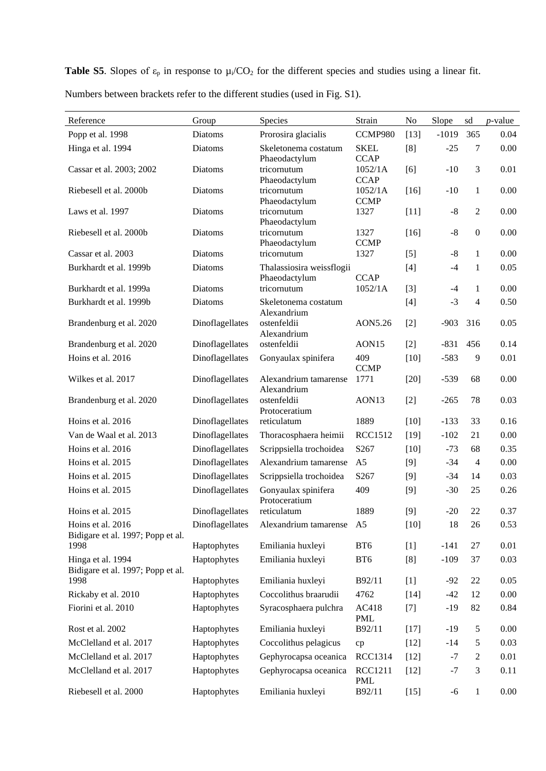**Table S5**. Slopes of $\varepsilon_p$ in response to $\mu_i/CO_2$ for the different species and studies using a linear fit. Numbers between brackets refer to the different studies (used in Fig. S1).

| Reference | Group | Species | Strain | No | Slope | sd | *p*-value |
|---|---|---|---|---|---|---|---|
| Popp et al. 1998 | Diatoms | Prorosira glacialis | CCMP980 | [13] | -1019 | 365 | 0.04 |
| Hinga et al. 1994 | Diatoms | Skeletonema costatum | SKEL | [8] | -25 | 7 | 0.00 |
| Cassar et al. 2003; 2002 | Diatoms | Phaeodactylum tricornutum | CCAP 1052/1A | [6] | -10 | 3 | 0.01 |
| Riebesell et al. 2000b | Diatoms | Phaeodactylum tricornutum | CCAP 1052/1A | [16] | -10 | 1 | 0.00 |
| Laws et al. 1997 | Diatoms | Phaeodactylum tricornutum | CCMP 1327 | [11] | -8 | 2 | 0.00 |
| Riebesell et al. 2000b | Diatoms | Phaeodactylum tricornutum | 1327 | [16] | -8 | 0 | 0.00 |
| Cassar et al. 2003 | Diatoms | Phaeodactylum tricornutum | CCMP 1327 | [5] | -8 | 1 | 0.00 |
| Burkhardt et al. 1999b | Diatoms | Thalassiosira weissflogii | | [4] | -4 | 1 | 0.05 |
| Burkhardt et al. 1999a | Diatoms | Phaeodactylum tricornutum | CCAP 1052/1A | [3] | -4 | 1 | 0.00 |
| Burkhardt et al. 1999b | Diatoms | Skeletonema costatum | | [4] | -3 | 4 | 0.50 |
| Brandenburg et al. 2020 | Dinoflagellates | Alexandrium ostenfeldii | AON5.26 | [2] | -903 | 316 | 0.05 |
| Brandenburg et al. 2020 | Dinoflagellates | Alexandrium ostenfeldii | AON15 | [2] | -831 | 456 | 0.14 |
| Hoins et al. 2016 | Dinoflagellates | Gonyaulax spinifera | 409 | [10] | -583 | 9 | 0.01 |
| Wilkes et al. 2017 | Dinoflagellates | Alexandrium tamarense | CCMP 1771 | [20] | -539 | 68 | 0.00 |
| Brandenburg et al. 2020 | Dinoflagellates | Alexandrium ostenfeldii | AON13 | [2] | -265 | 78 | 0.03 |
| Hoins et al. 2016 | Dinoflagellates | Protoceratium reticulatum | 1889 | [10] | -133 | 33 | 0.16 |
| Van de Waal et al. 2013 | Dinoflagellates | Thoracosphaera heimii | RCC1512 | [19] | -102 | 21 | 0.00 |
| Hoins et al. 2016 | Dinoflagellates | Scrippsiella trochoidea | S267 | [10] | -73 | 68 | 0.35 |
| Hoins et al. 2015 | Dinoflagellates | Alexandrium tamarense | A5 | [9] | -34 | 4 | 0.00 |
| Hoins et al. 2015 | Dinoflagellates | Scrippsiella trochoidea | S267 | [9] | -34 | 14 | 0.03 |
| Hoins et al. 2015 | Dinoflagellates | Gonyaulax spinifera | 409 | [9] | -30 | 25 | 0.26 |
| Hoins et al. 2015 | Dinoflagellates | Protoceratium reticulatum | 1889 | [9] | -20 | 22 | 0.37 |
| Hoins et al. 2016 | Dinoflagellates | Alexandrium tamarense | A5 | [10] | 18 | 26 | 0.53 |
| Bidigare et al. 1997; Popp et al. 1998 | Haptophytes | Emiliania huxleyi | BT6 | [1] | -141 | 27 | 0.01 |
| Hinga et al. 1994 | Haptophytes | Emiliania huxleyi | BT6 | [8] | -109 | 37 | 0.03 |
| Bidigare et al. 1997; Popp et al. 1998 | Haptophytes | Emiliania huxleyi | B92/11 | [1] | -92 | 22 | 0.05 |
| Rickaby et al. 2010 | Haptophytes | Coccolithus braarudii | 4762 | [14] | -42 | 12 | 0.00 |
| Fiorini et al. 2010 | Haptophytes | Syracosphaera pulchra | AC418 | [7] | -19 | 82 | 0.84 |
| Rost et al. 2002 | Haptophytes | Emiliania huxleyi | PML B92/11 | [17] | -19 | 5 | 0.00 |
| McClelland et al. 2017 | Haptophytes | Coccolithus pelagicus | cp | [12] | -14 | 5 | 0.03 |
| McClelland et al. 2017 | Haptophytes | Gephyrocapsa oceanica | RCC1314 | [12] | -7 | 2 | 0.01 |
| McClelland et al. 2017 | Haptophytes | Gephyrocapsa oceanica | RCC1211 | [12] | -7 | 3 | 0.11 |
| Riebesell et al. 2000 | Haptophytes | Emiliania huxleyi | PML B92/11 | [15] | -6 | 1 | 0.00 |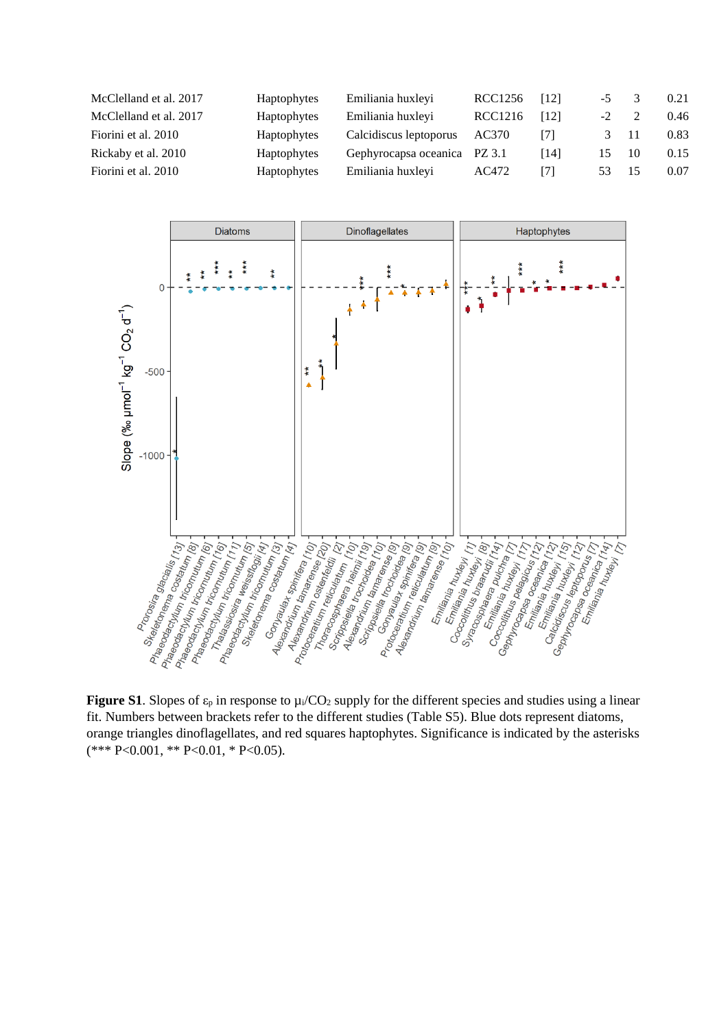| | | | | | | | |
|---|---|---|---|---|---|---|---|
| McClelland et al. 2017 | Haptophytes | Emiliania huxleyi | RCC1256 | [12] | -5 | 3 | 0.21 |
| McClelland et al. 2017 | Haptophytes | Emiliania huxleyi | RCC1216 | [12] | -2 | 2 | 0.46 |
| Fiorini et al. 2010 | Haptophytes | Calcidiscus leptoporus | AC370 | [7] | 3 | 11 | 0.83 |
| Rickaby et al. 2010 | Haptophytes | Gephyrocapsa oceanica | PZ 3.1 | [14] | 15 | 10 | 0.15 |
| Fiorini et al. 2010 | Haptophytes | Emiliania huxleyi | AC472 | [7] | 53 | 15 | 0.07 |

**Figure S1**. Slopes of $\varepsilon_p$ in response to $\mu_i/CO_2$ supply for the different species and studies using a linear fit. Numbers between brackets refer to the different studies (Table S5). Blue dots represent diatoms, orange triangles dinoflagellates, and red squares haptophytes. Significance is indicated by the asterisks (*** $P<0.001$, ** $P<0.01$, * $P<0.05$).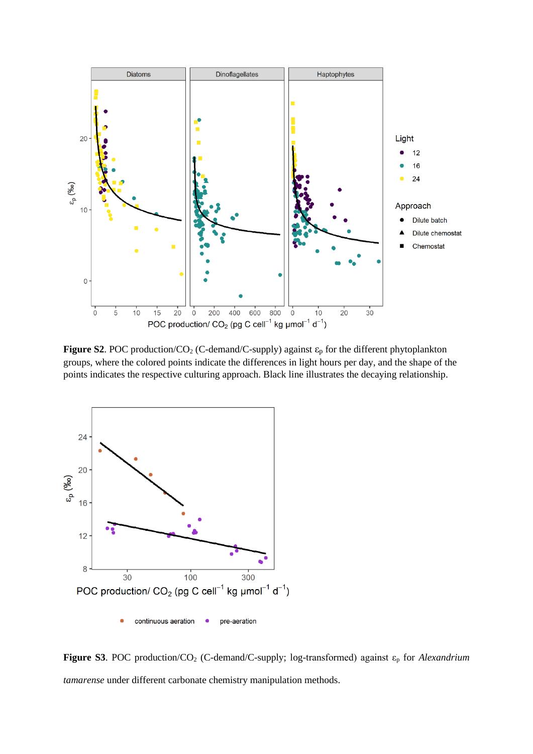Diatoms

Dinoflagellates

Haptophytes

$\varepsilon_p$ (‰)

20

10

0

0 5 10 15 20

0 200 400 600 800

0 10 20 30

POC production/ $CO_2$ (pg C cell$^{-1}$ kg µmol$^{-1}$ d$^{-1}$)

Light

12

16

24

Approach

Dilute batch

Dilute chemostat

Chemostat

**Figure S2**. POC production/$CO_2$ (C-demand/C-supply) against $\varepsilon_p$ for the different phytoplankton groups, where the colored points indicate the differences in light hours per day, and the shape of the points indicates the respective culturing approach. Black line illustrates the decaying relationship.

$\varepsilon_p$ (‰)

24

20

16

12

8

30 100 300

POC production/ $CO_2$ (pg C cell$^{-1}$ kg µmol$^{-1}$ d$^{-1}$)

continuous aeration

pre-aeration

**Figure S3**. POC production/$CO_2$ (C-demand/C-supply; log-transformed) against $\varepsilon_p$ for *Alexandrium tamarense* under different carbonate chemistry manipulation methods.